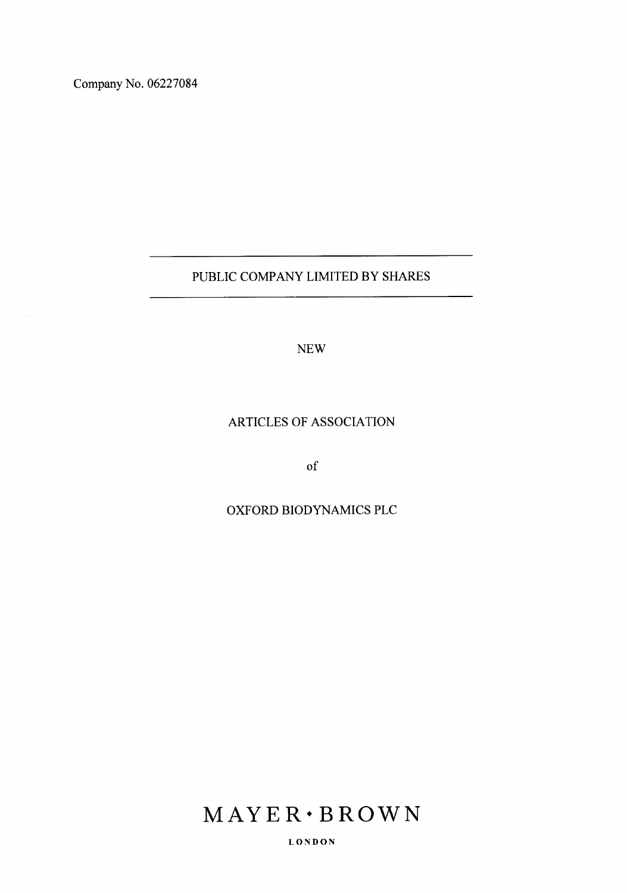Company No. 06227084

---

PUBLIC COMPANY LIMITED BY SHARES

---

NEW

# ARTICLES OF ASSOCIATION

of

# OXFORD BIODYNAMICS PLC

MAYER • BROWN

LONDON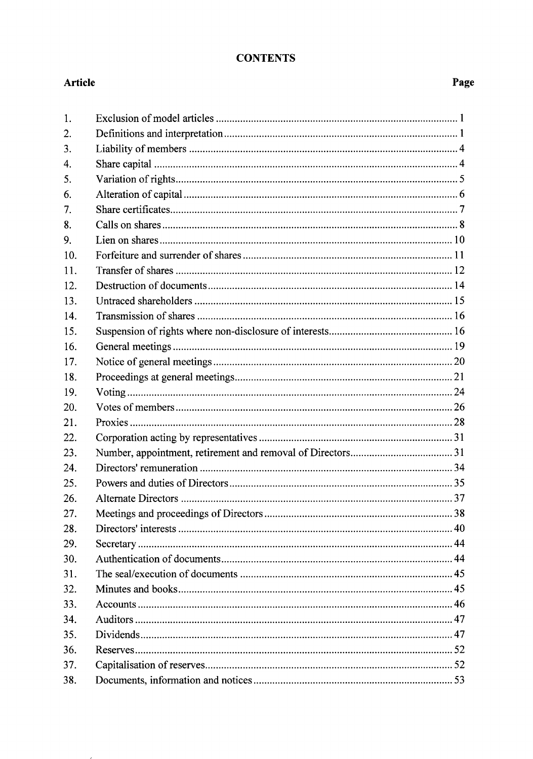# CONTENTS

| Article | | Page |
|---|---|---|
| 1. | Exclusion of model articles | 1 |
| 2. | Definitions and interpretation | 1 |
| 3. | Liability of members | 4 |
| 4. | Share capital | 4 |
| 5. | Variation of rights | 5 |
| 6. | Alteration of capital | 6 |
| 7. | Share certificates | 7 |
| 8. | Calls on shares | 8 |
| 9. | Lien on shares | 10 |
| 10. | Forfeiture and surrender of shares | 11 |
| 11. | Transfer of shares | 12 |
| 12. | Destruction of documents | 14 |
| 13. | Untraced shareholders | 15 |
| 14. | Transmission of shares | 16 |
| 15. | Suspension of rights where non-disclosure of interests | 16 |
| 16. | General meetings | 19 |
| 17. | Notice of general meetings | 20 |
| 18. | Proceedings at general meetings | 21 |
| 19. | Voting | 24 |
| 20. | Votes of members | 26 |
| 21. | Proxies | 28 |
| 22. | Corporation acting by representatives | 31 |
| 23. | Number, appointment, retirement and removal of Directors | 31 |
| 24. | Directors' remuneration | 34 |
| 25. | Powers and duties of Directors | 35 |
| 26. | Alternate Directors | 37 |
| 27. | Meetings and proceedings of Directors | 38 |
| 28. | Directors' interests | 40 |
| 29. | Secretary | 44 |
| 30. | Authentication of documents | 44 |
| 31. | The seal/execution of documents | 45 |
| 32. | Minutes and books | 45 |
| 33. | Accounts | 46 |
| 34. | Auditors | 47 |
| 35. | Dividends | 47 |
| 36. | Reserves | 52 |
| 37. | Capitalisation of reserves | 52 |
| 38. | Documents, information and notices | 53 |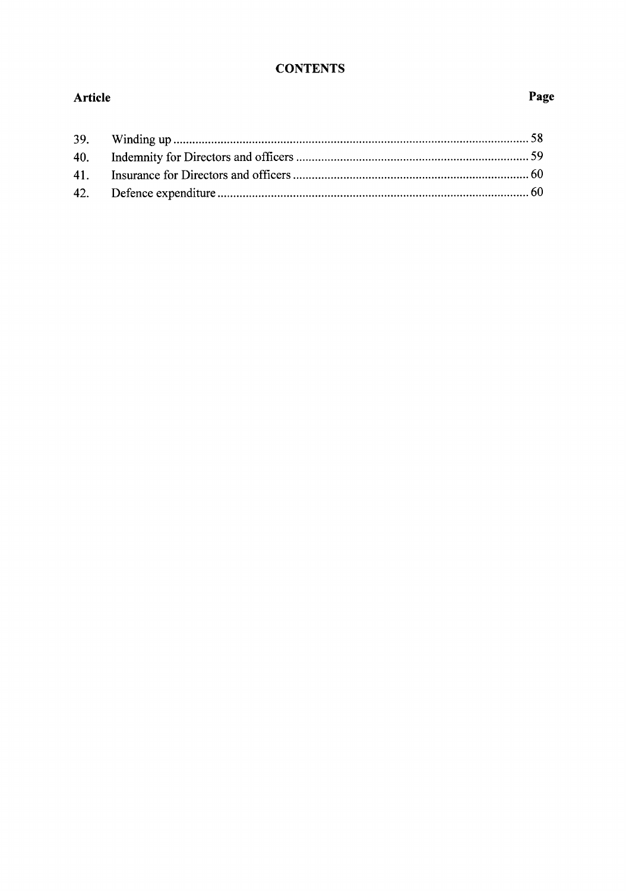# CONTENTS

| Article | | Page |
|---|---|---|
| 39. | Winding up | 58 |
| 40. | Indemnity for Directors and officers | 59 |
| 41. | Insurance for Directors and officers | 60 |
| 42. | Defence expenditure | 60 |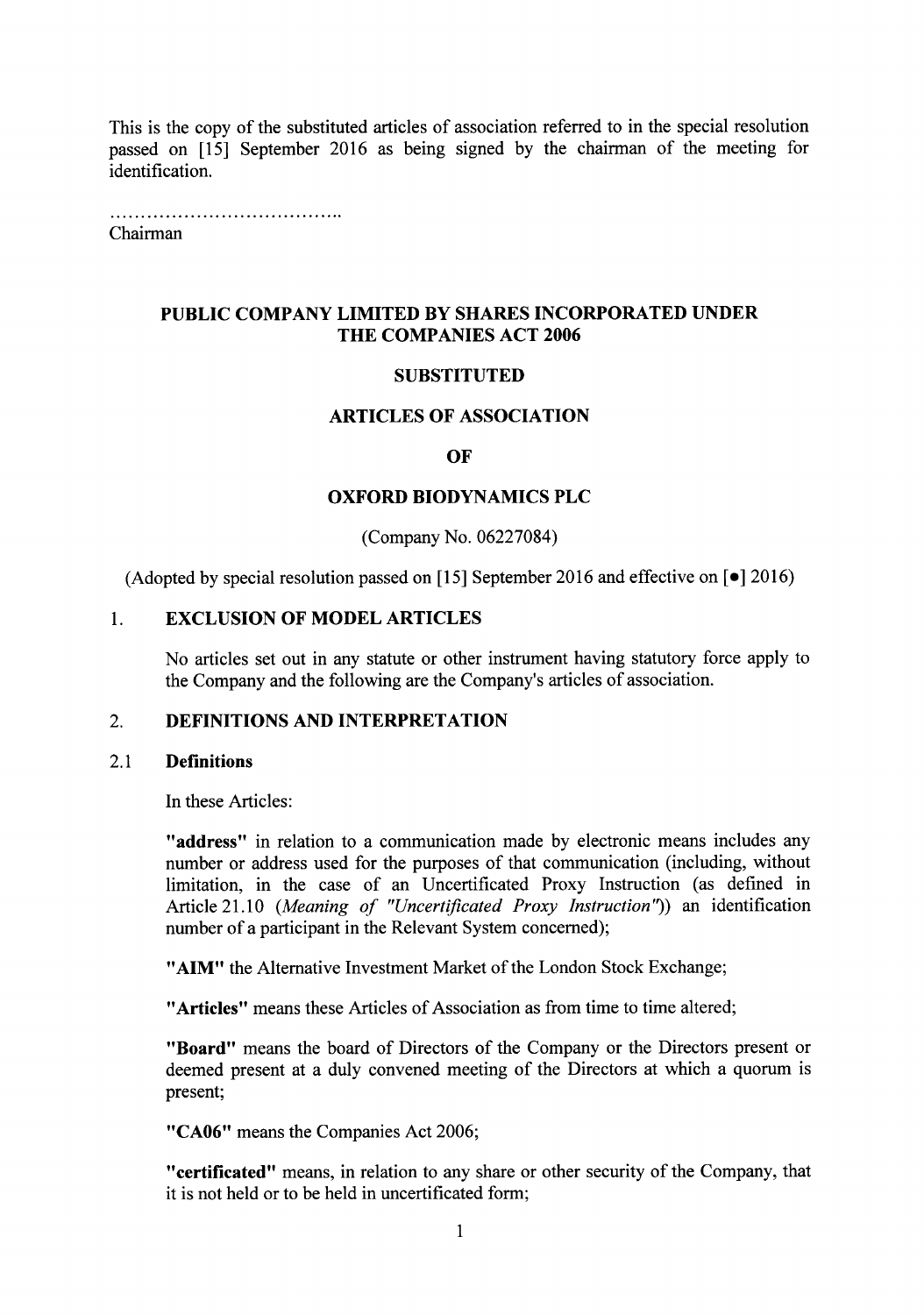This is the copy of the substituted articles of association referred to in the special resolution passed on [15] September 2016 as being signed by the chairman of the meeting for identification.

.....................................

Chairman

**PUBLIC COMPANY LIMITED BY SHARES INCORPORATED UNDER THE COMPANIES ACT 2006**

**SUBSTITUTED**

**ARTICLES OF ASSOCIATION**

**OF**

**OXFORD BIODYNAMICS PLC**

(Company No. 06227084)

(Adopted by special resolution passed on [15] September 2016 and effective on [●] 2016)

## 1. EXCLUSION OF MODEL ARTICLES

No articles set out in any statute or other instrument having statutory force apply to the Company and the following are the Company's articles of association.

## 2. DEFINITIONS AND INTERPRETATION

### 2.1 Definitions

In these Articles:

**"address"** in relation to a communication made by electronic means includes any number or address used for the purposes of that communication (including, without limitation, in the case of an Uncertificated Proxy Instruction (as defined in Article 21.10 (*Meaning of "Uncertificated Proxy Instruction"*)) an identification number of a participant in the Relevant System concerned);

**"AIM"** the Alternative Investment Market of the London Stock Exchange;

**"Articles"** means these Articles of Association as from time to time altered;

**"Board"** means the board of Directors of the Company or the Directors present or deemed present at a duly convened meeting of the Directors at which a quorum is present;

**"CA06"** means the Companies Act 2006;

**"certificated"** means, in relation to any share or other security of the Company, that it is not held or to be held in uncertificated form;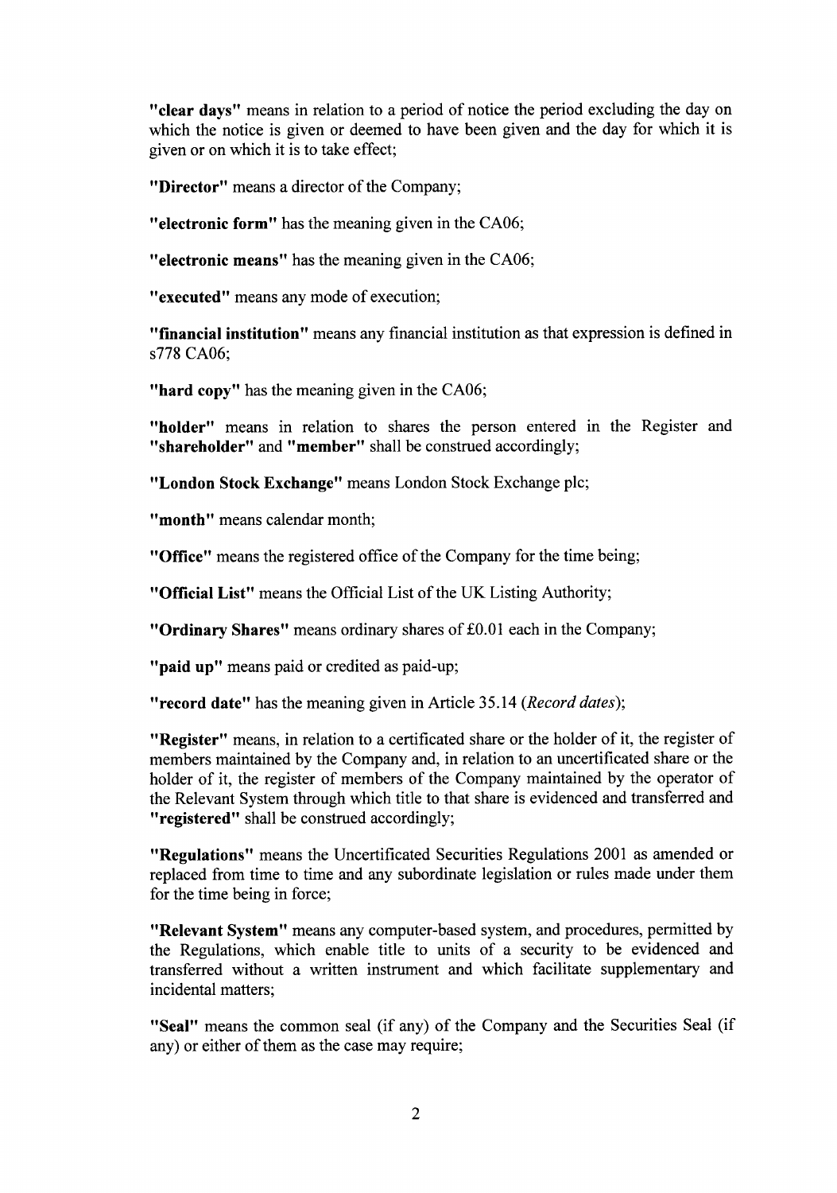**"clear days"** means in relation to a period of notice the period excluding the day on which the notice is given or deemed to have been given and the day for which it is given or on which it is to take effect;

**"Director"** means a director of the Company;

**"electronic form"** has the meaning given in the CA06;

**"electronic means"** has the meaning given in the CA06;

**"executed"** means any mode of execution;

**"financial institution"** means any financial institution as that expression is defined in s778 CA06;

**"hard copy"** has the meaning given in the CA06;

**"holder"** means in relation to shares the person entered in the Register and **"shareholder"** and **"member"** shall be construed accordingly;

**"London Stock Exchange"** means London Stock Exchange plc;

**"month"** means calendar month;

**"Office"** means the registered office of the Company for the time being;

**"Official List"** means the Official List of the UK Listing Authority;

**"Ordinary Shares"** means ordinary shares of £0.01 each in the Company;

**"paid up"** means paid or credited as paid-up;

**"record date"** has the meaning given in Article 35.14 (*Record dates*);

**"Register"** means, in relation to a certificated share or the holder of it, the register of members maintained by the Company and, in relation to an uncertificated share or the holder of it, the register of members of the Company maintained by the operator of the Relevant System through which title to that share is evidenced and transferred and **"registered"** shall be construed accordingly;

**"Regulations"** means the Uncertificated Securities Regulations 2001 as amended or replaced from time to time and any subordinate legislation or rules made under them for the time being in force;

**"Relevant System"** means any computer-based system, and procedures, permitted by the Regulations, which enable title to units of a security to be evidenced and transferred without a written instrument and which facilitate supplementary and incidental matters;

**"Seal"** means the common seal (if any) of the Company and the Securities Seal (if any) or either of them as the case may require;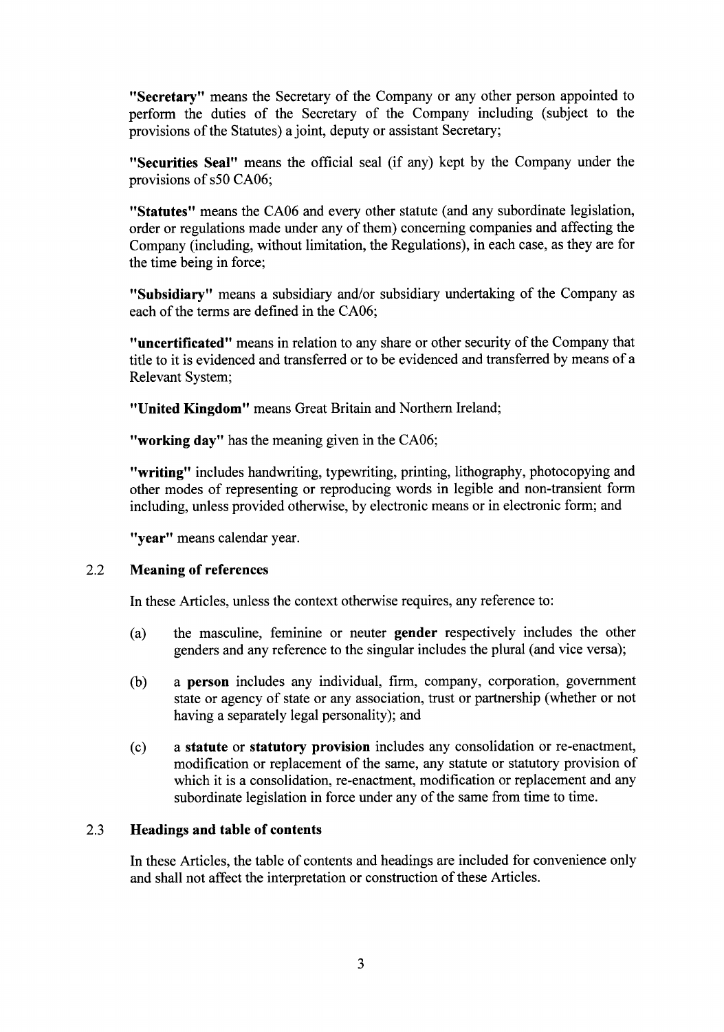**"Secretary"** means the Secretary of the Company or any other person appointed to perform the duties of the Secretary of the Company including (subject to the provisions of the Statutes) a joint, deputy or assistant Secretary;

**"Securities Seal"** means the official seal (if any) kept by the Company under the provisions of s50 CA06;

**"Statutes"** means the CA06 and every other statute (and any subordinate legislation, order or regulations made under any of them) concerning companies and affecting the Company (including, without limitation, the Regulations), in each case, as they are for the time being in force;

**"Subsidiary"** means a subsidiary and/or subsidiary undertaking of the Company as each of the terms are defined in the CA06;

**"uncertificated"** means in relation to any share or other security of the Company that title to it is evidenced and transferred or to be evidenced and transferred by means of a Relevant System;

**"United Kingdom"** means Great Britain and Northern Ireland;

**"working day"** has the meaning given in the CA06;

**"writing"** includes handwriting, typewriting, printing, lithography, photocopying and other modes of representing or reproducing words in legible and non-transient form including, unless provided otherwise, by electronic means or in electronic form; and

**"year"** means calendar year.

### 2.2 Meaning of references

In these Articles, unless the context otherwise requires, any reference to:

(a) the masculine, feminine or neuter **gender** respectively includes the other genders and any reference to the singular includes the plural (and vice versa);

(b) a **person** includes any individual, firm, company, corporation, government state or agency of state or any association, trust or partnership (whether or not having a separately legal personality); and

(c) a **statute** or **statutory provision** includes any consolidation or re-enactment, modification or replacement of the same, any statute or statutory provision of which it is a consolidation, re-enactment, modification or replacement and any subordinate legislation in force under any of the same from time to time.

### 2.3 Headings and table of contents

In these Articles, the table of contents and headings are included for convenience only and shall not affect the interpretation or construction of these Articles.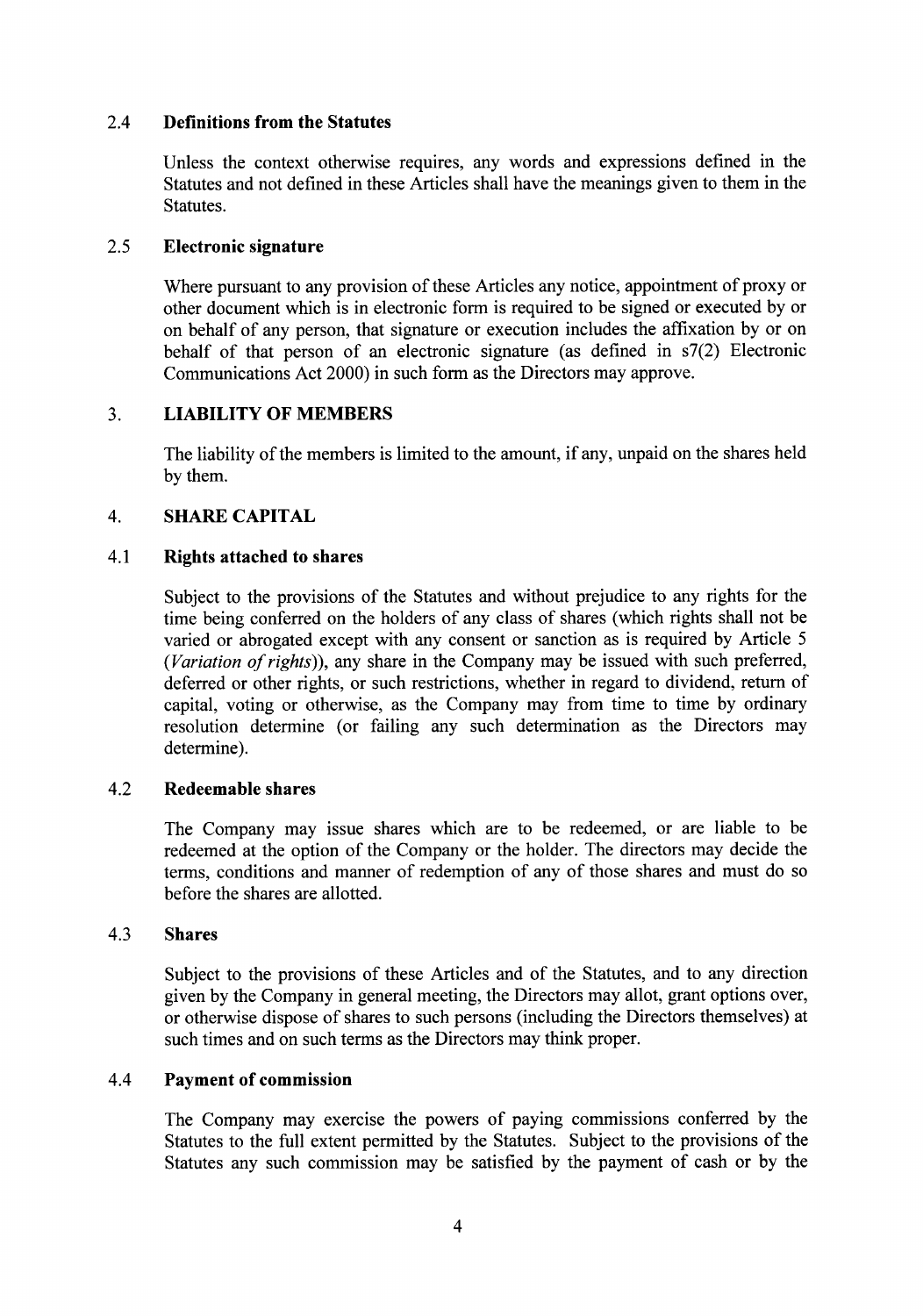### 2.4 Definitions from the Statutes

Unless the context otherwise requires, any words and expressions defined in the Statutes and not defined in these Articles shall have the meanings given to them in the Statutes.

### 2.5 Electronic signature

Where pursuant to any provision of these Articles any notice, appointment of proxy or other document which is in electronic form is required to be signed or executed by or on behalf of any person, that signature or execution includes the affixation by or on behalf of that person of an electronic signature (as defined in s7(2) Electronic Communications Act 2000) in such form as the Directors may approve.

## 3. LIABILITY OF MEMBERS

The liability of the members is limited to the amount, if any, unpaid on the shares held by them.

## 4. SHARE CAPITAL

### 4.1 Rights attached to shares

Subject to the provisions of the Statutes and without prejudice to any rights for the time being conferred on the holders of any class of shares (which rights shall not be varied or abrogated except with any consent or sanction as is required by Article 5 (*Variation of rights*)), any share in the Company may be issued with such preferred, deferred or other rights, or such restrictions, whether in regard to dividend, return of capital, voting or otherwise, as the Company may from time to time by ordinary resolution determine (or failing any such determination as the Directors may determine).

### 4.2 Redeemable shares

The Company may issue shares which are to be redeemed, or are liable to be redeemed at the option of the Company or the holder. The directors may decide the terms, conditions and manner of redemption of any of those shares and must do so before the shares are allotted.

### 4.3 Shares

Subject to the provisions of these Articles and of the Statutes, and to any direction given by the Company in general meeting, the Directors may allot, grant options over, or otherwise dispose of shares to such persons (including the Directors themselves) at such times and on such terms as the Directors may think proper.

### 4.4 Payment of commission

The Company may exercise the powers of paying commissions conferred by the Statutes to the full extent permitted by the Statutes. Subject to the provisions of the Statutes any such commission may be satisfied by the payment of cash or by the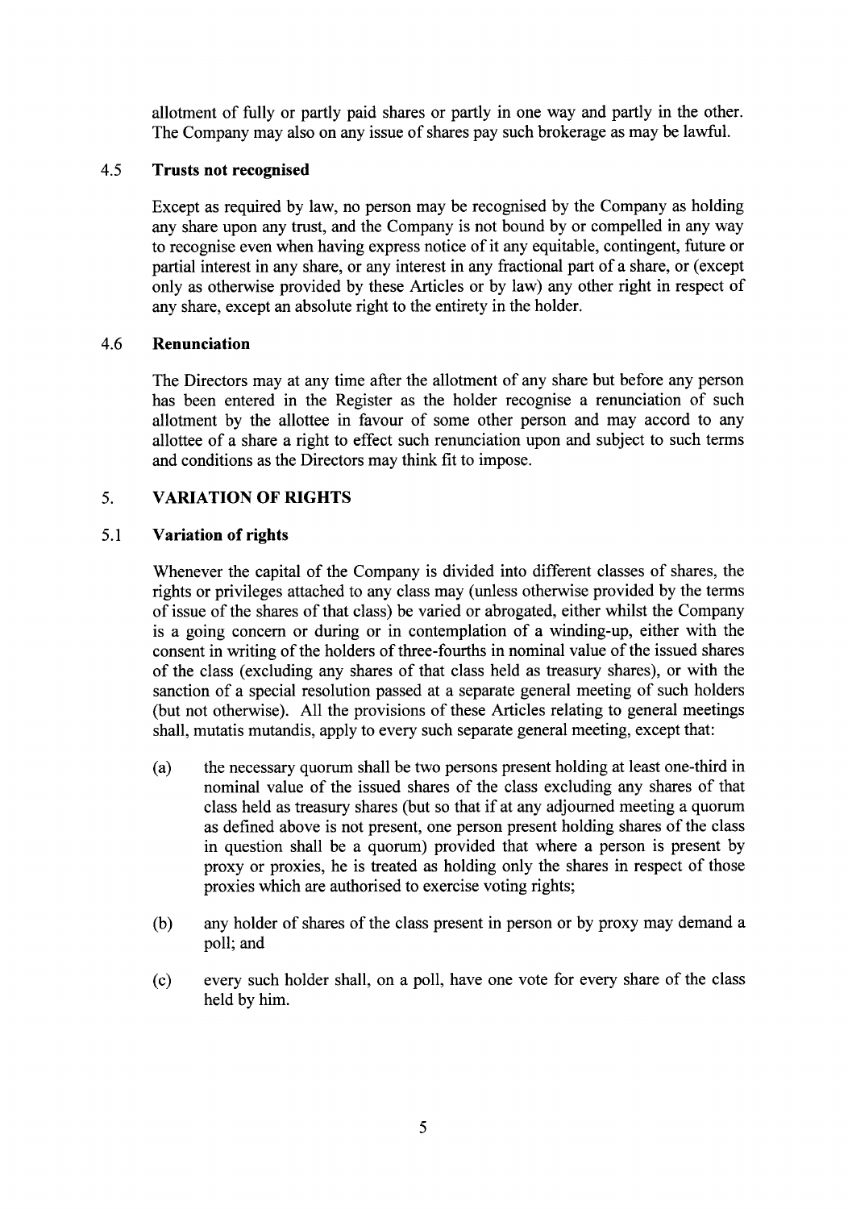allotment of fully or partly paid shares or partly in one way and partly in the other. The Company may also on any issue of shares pay such brokerage as may be lawful.

### 4.5 Trusts not recognised

Except as required by law, no person may be recognised by the Company as holding any share upon any trust, and the Company is not bound by or compelled in any way to recognise even when having express notice of it any equitable, contingent, future or partial interest in any share, or any interest in any fractional part of a share, or (except only as otherwise provided by these Articles or by law) any other right in respect of any share, except an absolute right to the entirety in the holder.

### 4.6 Renunciation

The Directors may at any time after the allotment of any share but before any person has been entered in the Register as the holder recognise a renunciation of such allotment by the allottee in favour of some other person and may accord to any allottee of a share a right to effect such renunciation upon and subject to such terms and conditions as the Directors may think fit to impose.

## 5. VARIATION OF RIGHTS

### 5.1 Variation of rights

Whenever the capital of the Company is divided into different classes of shares, the rights or privileges attached to any class may (unless otherwise provided by the terms of issue of the shares of that class) be varied or abrogated, either whilst the Company is a going concern or during or in contemplation of a winding-up, either with the consent in writing of the holders of three-fourths in nominal value of the issued shares of the class (excluding any shares of that class held as treasury shares), or with the sanction of a special resolution passed at a separate general meeting of such holders (but not otherwise). All the provisions of these Articles relating to general meetings shall, mutatis mutandis, apply to every such separate general meeting, except that:

(a) the necessary quorum shall be two persons present holding at least one-third in nominal value of the issued shares of the class excluding any shares of that class held as treasury shares (but so that if at any adjourned meeting a quorum as defined above is not present, one person present holding shares of the class in question shall be a quorum) provided that where a person is present by proxy or proxies, he is treated as holding only the shares in respect of those proxies which are authorised to exercise voting rights;

(b) any holder of shares of the class present in person or by proxy may demand a poll; and

(c) every such holder shall, on a poll, have one vote for every share of the class held by him.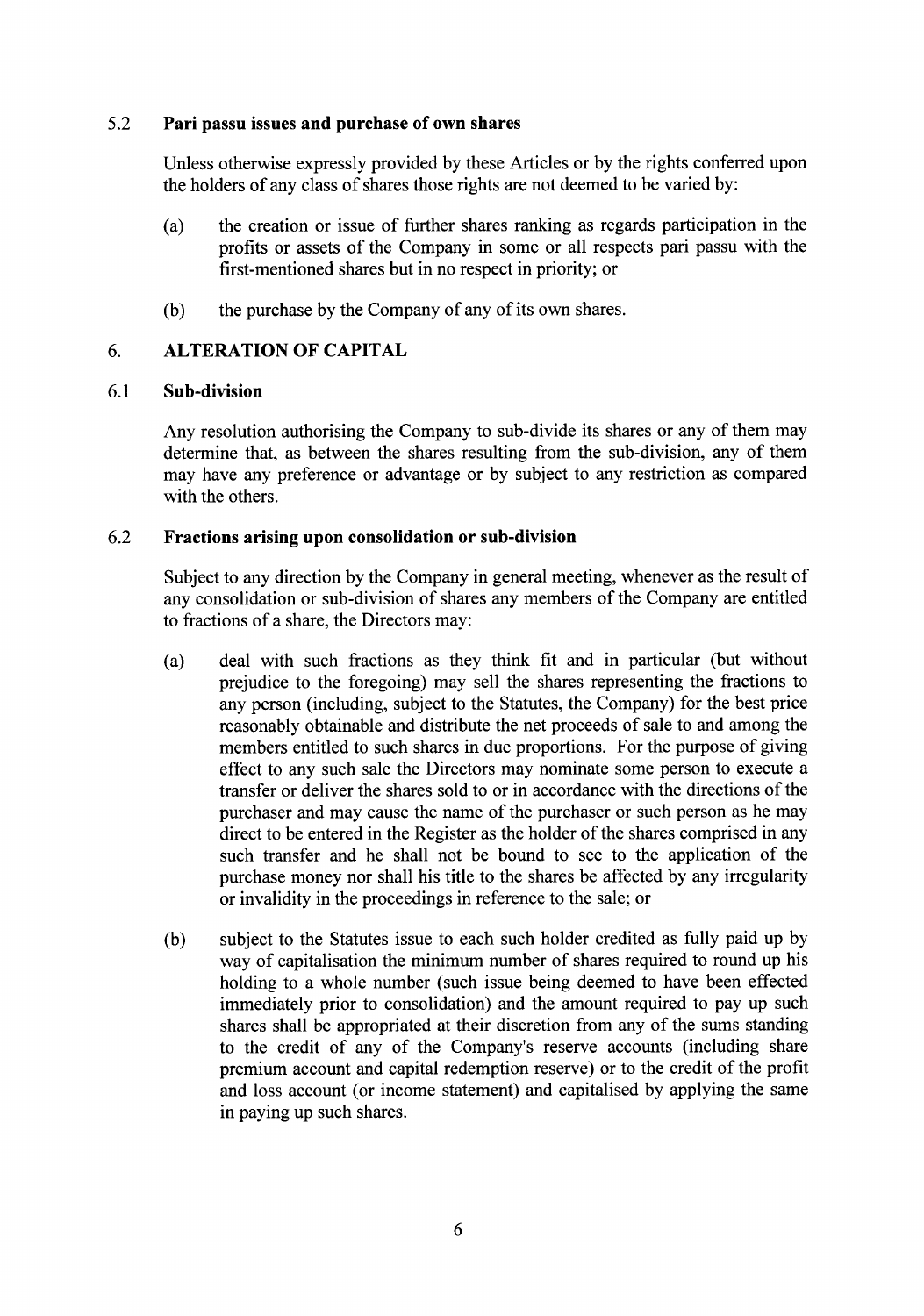### 5.2 Pari passu issues and purchase of own shares

Unless otherwise expressly provided by these Articles or by the rights conferred upon the holders of any class of shares those rights are not deemed to be varied by:

(a) the creation or issue of further shares ranking as regards participation in the profits or assets of the Company in some or all respects pari passu with the first-mentioned shares but in no respect in priority; or

(b) the purchase by the Company of any of its own shares.

## 6. ALTERATION OF CAPITAL

### 6.1 Sub-division

Any resolution authorising the Company to sub-divide its shares or any of them may determine that, as between the shares resulting from the sub-division, any of them may have any preference or advantage or by subject to any restriction as compared with the others.

### 6.2 Fractions arising upon consolidation or sub-division

Subject to any direction by the Company in general meeting, whenever as the result of any consolidation or sub-division of shares any members of the Company are entitled to fractions of a share, the Directors may:

(a) deal with such fractions as they think fit and in particular (but without prejudice to the foregoing) may sell the shares representing the fractions to any person (including, subject to the Statutes, the Company) for the best price reasonably obtainable and distribute the net proceeds of sale to and among the members entitled to such shares in due proportions. For the purpose of giving effect to any such sale the Directors may nominate some person to execute a transfer or deliver the shares sold to or in accordance with the directions of the purchaser and may cause the name of the purchaser or such person as he may direct to be entered in the Register as the holder of the shares comprised in any such transfer and he shall not be bound to see to the application of the purchase money nor shall his title to the shares be affected by any irregularity or invalidity in the proceedings in reference to the sale; or

(b) subject to the Statutes issue to each such holder credited as fully paid up by way of capitalisation the minimum number of shares required to round up his holding to a whole number (such issue being deemed to have been effected immediately prior to consolidation) and the amount required to pay up such shares shall be appropriated at their discretion from any of the sums standing to the credit of any of the Company's reserve accounts (including share premium account and capital redemption reserve) or to the credit of the profit and loss account (or income statement) and capitalised by applying the same in paying up such shares.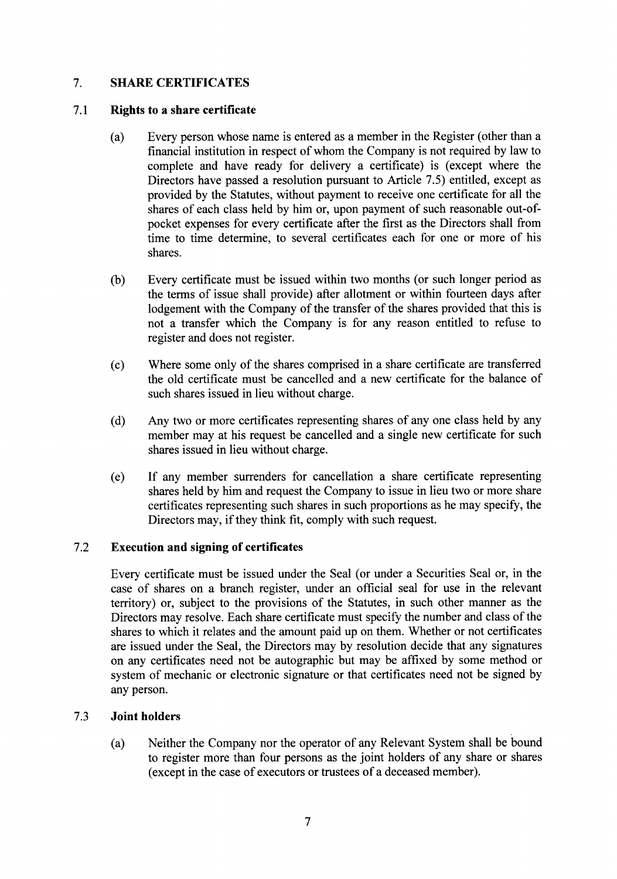## 7. SHARE CERTIFICATES

### 7.1 Rights to a share certificate

(a) Every person whose name is entered as a member in the Register (other than a financial institution in respect of whom the Company is not required by law to complete and have ready for delivery a certificate) is (except where the Directors have passed a resolution pursuant to Article 7.5) entitled, except as provided by the Statutes, without payment to receive one certificate for all the shares of each class held by him or, upon payment of such reasonable out-of-pocket expenses for every certificate after the first as the Directors shall from time to time determine, to several certificates each for one or more of his shares.

(b) Every certificate must be issued within two months (or such longer period as the terms of issue shall provide) after allotment or within fourteen days after lodgement with the Company of the transfer of the shares provided that this is not a transfer which the Company is for any reason entitled to refuse to register and does not register.

(c) Where some only of the shares comprised in a share certificate are transferred the old certificate must be cancelled and a new certificate for the balance of such shares issued in lieu without charge.

(d) Any two or more certificates representing shares of any one class held by any member may at his request be cancelled and a single new certificate for such shares issued in lieu without charge.

(e) If any member surrenders for cancellation a share certificate representing shares held by him and request the Company to issue in lieu two or more share certificates representing such shares in such proportions as he may specify, the Directors may, if they think fit, comply with such request.

### 7.2 Execution and signing of certificates

Every certificate must be issued under the Seal (or under a Securities Seal or, in the case of shares on a branch register, under an official seal for use in the relevant territory) or, subject to the provisions of the Statutes, in such other manner as the Directors may resolve. Each share certificate must specify the number and class of the shares to which it relates and the amount paid up on them. Whether or not certificates are issued under the Seal, the Directors may by resolution decide that any signatures on any certificates need not be autographic but may be affixed by some method or system of mechanic or electronic signature or that certificates need not be signed by any person.

### 7.3 Joint holders

(a) Neither the Company nor the operator of any Relevant System shall be bound to register more than four persons as the joint holders of any share or shares (except in the case of executors or trustees of a deceased member).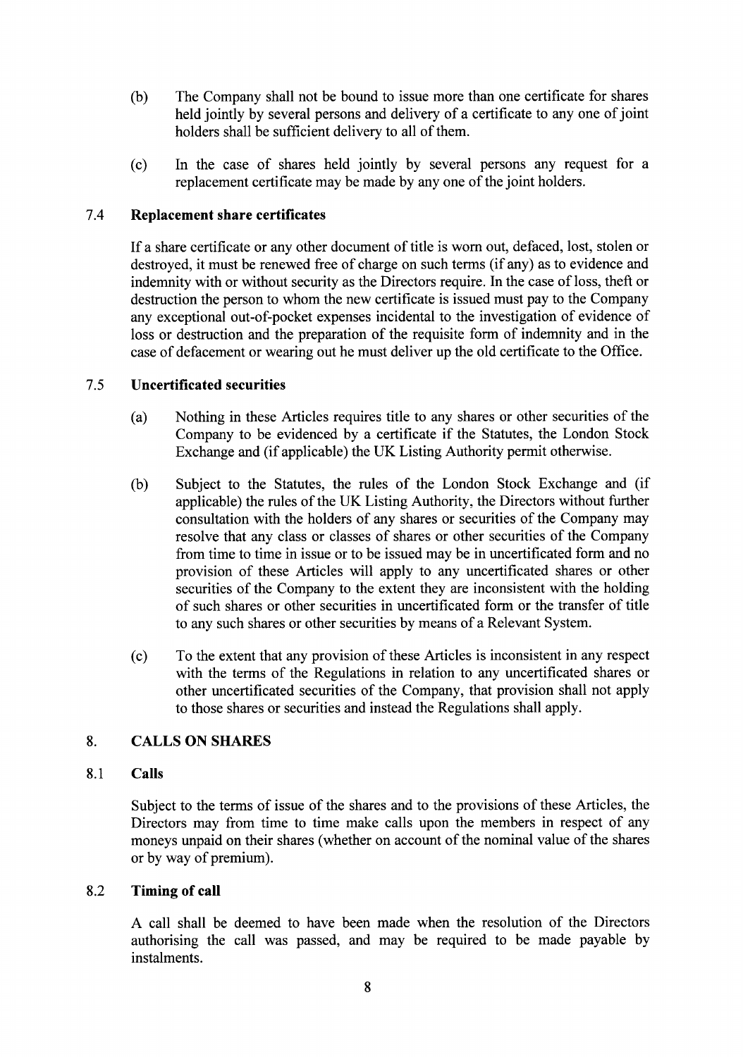(b) The Company shall not be bound to issue more than one certificate for shares held jointly by several persons and delivery of a certificate to any one of joint holders shall be sufficient delivery to all of them.

(c) In the case of shares held jointly by several persons any request for a replacement certificate may be made by any one of the joint holders.

### 7.4 Replacement share certificates

If a share certificate or any other document of title is worn out, defaced, lost, stolen or destroyed, it must be renewed free of charge on such terms (if any) as to evidence and indemnity with or without security as the Directors require. In the case of loss, theft or destruction the person to whom the new certificate is issued must pay to the Company any exceptional out-of-pocket expenses incidental to the investigation of evidence of loss or destruction and the preparation of the requisite form of indemnity and in the case of defacement or wearing out he must deliver up the old certificate to the Office.

### 7.5 Uncertificated securities

(a) Nothing in these Articles requires title to any shares or other securities of the Company to be evidenced by a certificate if the Statutes, the London Stock Exchange and (if applicable) the UK Listing Authority permit otherwise.

(b) Subject to the Statutes, the rules of the London Stock Exchange and (if applicable) the rules of the UK Listing Authority, the Directors without further consultation with the holders of any shares or securities of the Company may resolve that any class or classes of shares or other securities of the Company from time to time in issue or to be issued may be in uncertificated form and no provision of these Articles will apply to any uncertificated shares or other securities of the Company to the extent they are inconsistent with the holding of such shares or other securities in uncertificated form or the transfer of title to any such shares or other securities by means of a Relevant System.

(c) To the extent that any provision of these Articles is inconsistent in any respect with the terms of the Regulations in relation to any uncertificated shares or other uncertificated securities of the Company, that provision shall not apply to those shares or securities and instead the Regulations shall apply.

## 8. CALLS ON SHARES

### 8.1 Calls

Subject to the terms of issue of the shares and to the provisions of these Articles, the Directors may from time to time make calls upon the members in respect of any moneys unpaid on their shares (whether on account of the nominal value of the shares or by way of premium).

### 8.2 Timing of call

A call shall be deemed to have been made when the resolution of the Directors authorising the call was passed, and may be required to be made payable by instalments.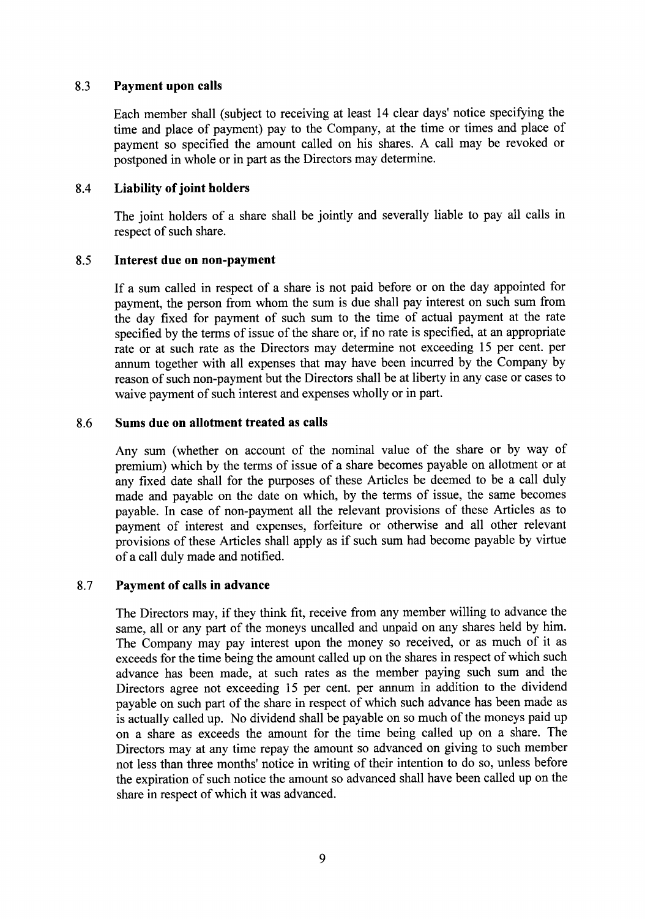### 8.3 Payment upon calls

Each member shall (subject to receiving at least 14 clear days' notice specifying the time and place of payment) pay to the Company, at the time or times and place of payment so specified the amount called on his shares. A call may be revoked or postponed in whole or in part as the Directors may determine.

### 8.4 Liability of joint holders

The joint holders of a share shall be jointly and severally liable to pay all calls in respect of such share.

### 8.5 Interest due on non-payment

If a sum called in respect of a share is not paid before or on the day appointed for payment, the person from whom the sum is due shall pay interest on such sum from the day fixed for payment of such sum to the time of actual payment at the rate specified by the terms of issue of the share or, if no rate is specified, at an appropriate rate or at such rate as the Directors may determine not exceeding 15 per cent. per annum together with all expenses that may have been incurred by the Company by reason of such non-payment but the Directors shall be at liberty in any case or cases to waive payment of such interest and expenses wholly or in part.

### 8.6 Sums due on allotment treated as calls

Any sum (whether on account of the nominal value of the share or by way of premium) which by the terms of issue of a share becomes payable on allotment or at any fixed date shall for the purposes of these Articles be deemed to be a call duly made and payable on the date on which, by the terms of issue, the same becomes payable. In case of non-payment all the relevant provisions of these Articles as to payment of interest and expenses, forfeiture or otherwise and all other relevant provisions of these Articles shall apply as if such sum had become payable by virtue of a call duly made and notified.

### 8.7 Payment of calls in advance

The Directors may, if they think fit, receive from any member willing to advance the same, all or any part of the moneys uncalled and unpaid on any shares held by him. The Company may pay interest upon the money so received, or as much of it as exceeds for the time being the amount called up on the shares in respect of which such advance has been made, at such rates as the member paying such sum and the Directors agree not exceeding 15 per cent. per annum in addition to the dividend payable on such part of the share in respect of which such advance has been made as is actually called up. No dividend shall be payable on so much of the moneys paid up on a share as exceeds the amount for the time being called up on a share. The Directors may at any time repay the amount so advanced on giving to such member not less than three months' notice in writing of their intention to do so, unless before the expiration of such notice the amount so advanced shall have been called up on the share in respect of which it was advanced.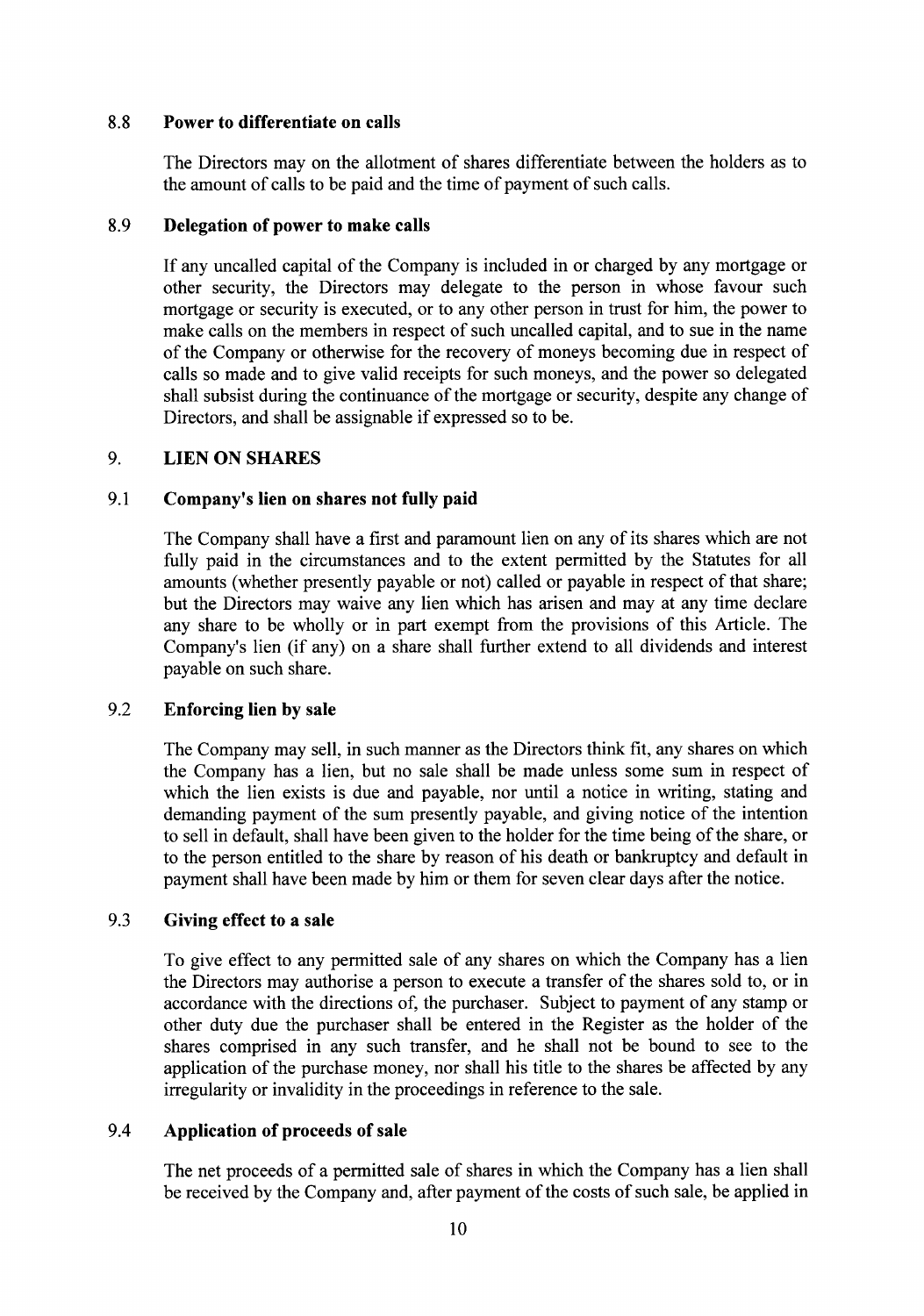### 8.8 Power to differentiate on calls

The Directors may on the allotment of shares differentiate between the holders as to the amount of calls to be paid and the time of payment of such calls.

### 8.9 Delegation of power to make calls

If any uncalled capital of the Company is included in or charged by any mortgage or other security, the Directors may delegate to the person in whose favour such mortgage or security is executed, or to any other person in trust for him, the power to make calls on the members in respect of such uncalled capital, and to sue in the name of the Company or otherwise for the recovery of moneys becoming due in respect of calls so made and to give valid receipts for such moneys, and the power so delegated shall subsist during the continuance of the mortgage or security, despite any change of Directors, and shall be assignable if expressed so to be.

## 9. LIEN ON SHARES

### 9.1 Company's lien on shares not fully paid

The Company shall have a first and paramount lien on any of its shares which are not fully paid in the circumstances and to the extent permitted by the Statutes for all amounts (whether presently payable or not) called or payable in respect of that share; but the Directors may waive any lien which has arisen and may at any time declare any share to be wholly or in part exempt from the provisions of this Article. The Company's lien (if any) on a share shall further extend to all dividends and interest payable on such share.

### 9.2 Enforcing lien by sale

The Company may sell, in such manner as the Directors think fit, any shares on which the Company has a lien, but no sale shall be made unless some sum in respect of which the lien exists is due and payable, nor until a notice in writing, stating and demanding payment of the sum presently payable, and giving notice of the intention to sell in default, shall have been given to the holder for the time being of the share, or to the person entitled to the share by reason of his death or bankruptcy and default in payment shall have been made by him or them for seven clear days after the notice.

### 9.3 Giving effect to a sale

To give effect to any permitted sale of any shares on which the Company has a lien the Directors may authorise a person to execute a transfer of the shares sold to, or in accordance with the directions of, the purchaser. Subject to payment of any stamp or other duty due the purchaser shall be entered in the Register as the holder of the shares comprised in any such transfer, and he shall not be bound to see to the application of the purchase money, nor shall his title to the shares be affected by any irregularity or invalidity in the proceedings in reference to the sale.

### 9.4 Application of proceeds of sale

The net proceeds of a permitted sale of shares in which the Company has a lien shall be received by the Company and, after payment of the costs of such sale, be applied in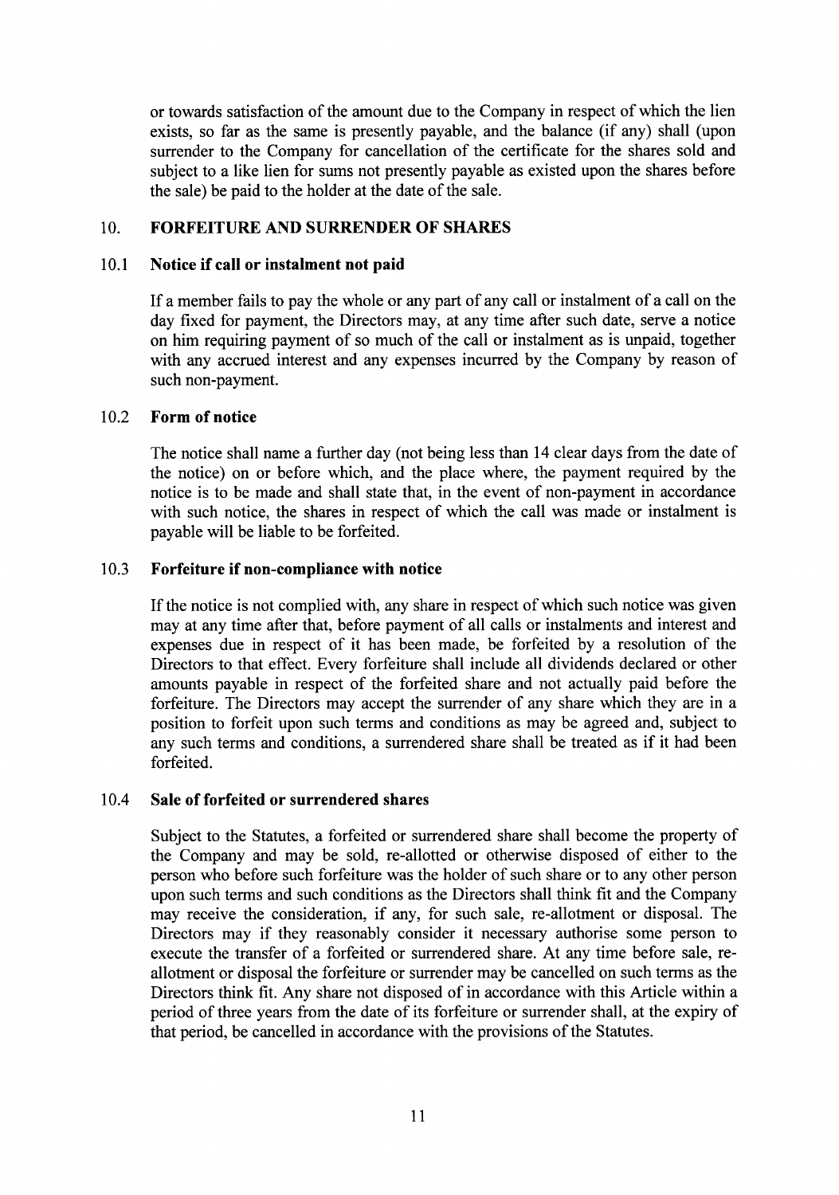or towards satisfaction of the amount due to the Company in respect of which the lien exists, so far as the same is presently payable, and the balance (if any) shall (upon surrender to the Company for cancellation of the certificate for the shares sold and subject to a like lien for sums not presently payable as existed upon the shares before the sale) be paid to the holder at the date of the sale.

## 10. FORFEITURE AND SURRENDER OF SHARES

### 10.1 Notice if call or instalment not paid

If a member fails to pay the whole or any part of any call or instalment of a call on the day fixed for payment, the Directors may, at any time after such date, serve a notice on him requiring payment of so much of the call or instalment as is unpaid, together with any accrued interest and any expenses incurred by the Company by reason of such non-payment.

### 10.2 Form of notice

The notice shall name a further day (not being less than 14 clear days from the date of the notice) on or before which, and the place where, the payment required by the notice is to be made and shall state that, in the event of non-payment in accordance with such notice, the shares in respect of which the call was made or instalment is payable will be liable to be forfeited.

### 10.3 Forfeiture if non-compliance with notice

If the notice is not complied with, any share in respect of which such notice was given may at any time after that, before payment of all calls or instalments and interest and expenses due in respect of it has been made, be forfeited by a resolution of the Directors to that effect. Every forfeiture shall include all dividends declared or other amounts payable in respect of the forfeited share and not actually paid before the forfeiture. The Directors may accept the surrender of any share which they are in a position to forfeit upon such terms and conditions as may be agreed and, subject to any such terms and conditions, a surrendered share shall be treated as if it had been forfeited.

### 10.4 Sale of forfeited or surrendered shares

Subject to the Statutes, a forfeited or surrendered share shall become the property of the Company and may be sold, re-allotted or otherwise disposed of either to the person who before such forfeiture was the holder of such share or to any other person upon such terms and such conditions as the Directors shall think fit and the Company may receive the consideration, if any, for such sale, re-allotment or disposal. The Directors may if they reasonably consider it necessary authorise some person to execute the transfer of a forfeited or surrendered share. At any time before sale, re-allotment or disposal the forfeiture or surrender may be cancelled on such terms as the Directors think fit. Any share not disposed of in accordance with this Article within a period of three years from the date of its forfeiture or surrender shall, at the expiry of that period, be cancelled in accordance with the provisions of the Statutes.